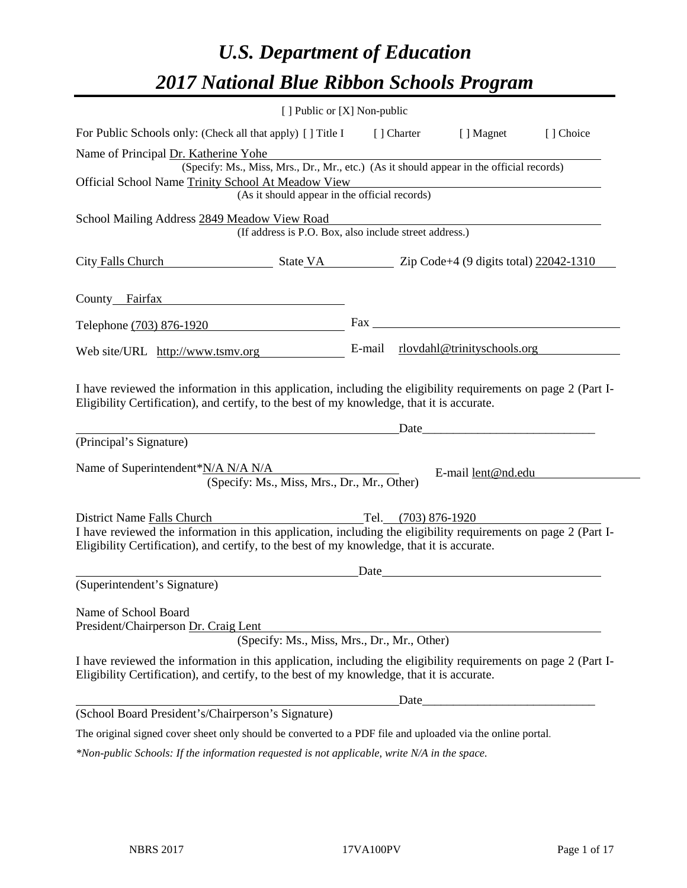# *U.S. Department of Education*

# *2017 National Blue Ribbon Schools Program*

[ ] Public or [X] Non-public

For Public Schools only: (Check all that apply) [ ] Title I [ ] Charter [ ] Magnet [ ] Choice

Name of Principal Dr. Katherine Yohe
(Specify: Ms., Miss, Mrs., Dr., Mr., etc.) (As it should appear in the official records)

Official School Name Trinity School At Meadow View
(As it should appear in the official records)

School Mailing Address 2849 Meadow View Road
(If address is P.O. Box, also include street address.)

City Falls Church State VA Zip Code+4 (9 digits total) 22042-1310

County Fairfax

Telephone (703) 876-1920 Fax

Web site/URL http://www.tsmv.org E-mail rlovdahl@trinityschools.org

I have reviewed the information in this application, including the eligibility requirements on page 2 (Part I-Eligibility Certification), and certify, to the best of my knowledge, that it is accurate.

_________________________________________ Date_____________________________
(Principal's Signature)

Name of Superintendent*N/A N/A N/A E-mail lent@nd.edu
(Specify: Ms., Miss, Mrs., Dr., Mr., Other)

District Name Falls Church Tel. (703) 876-1920

I have reviewed the information in this application, including the eligibility requirements on page 2 (Part I-Eligibility Certification), and certify, to the best of my knowledge, that it is accurate.

_________________________________________ Date_____________________________
(Superintendent's Signature)

Name of School Board
President/Chairperson Dr. Craig Lent
(Specify: Ms., Miss, Mrs., Dr., Mr., Other)

I have reviewed the information in this application, including the eligibility requirements on page 2 (Part I-Eligibility Certification), and certify, to the best of my knowledge, that it is accurate.

_________________________________________ Date_____________________________
(School Board President's/Chairperson's Signature)

The original signed cover sheet only should be converted to a PDF file and uploaded via the online portal.

*\*Non-public Schools: If the information requested is not applicable, write N/A in the space.*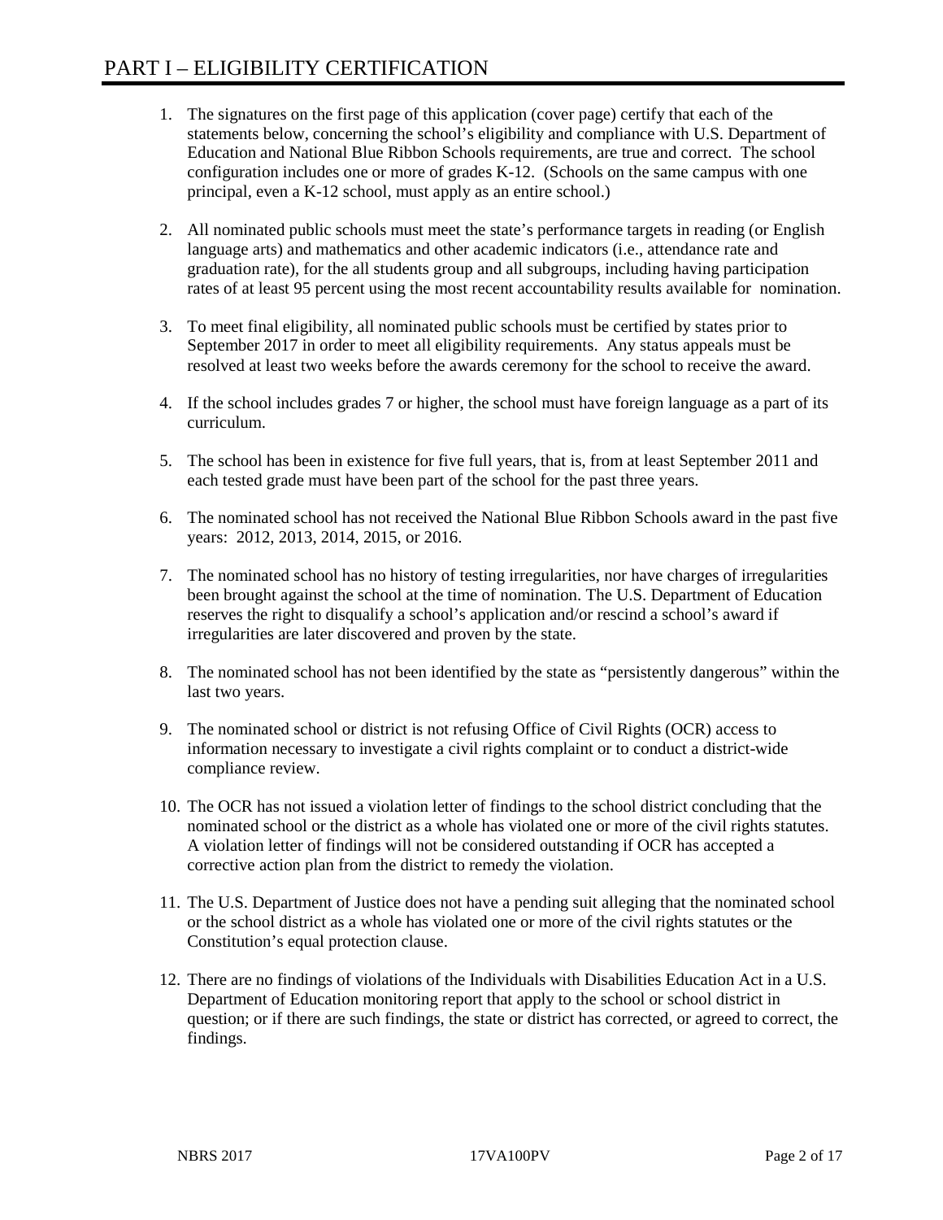# PART I – ELIGIBILITY CERTIFICATION

1. The signatures on the first page of this application (cover page) certify that each of the statements below, concerning the school's eligibility and compliance with U.S. Department of Education and National Blue Ribbon Schools requirements, are true and correct. The school configuration includes one or more of grades K-12. (Schools on the same campus with one principal, even a K-12 school, must apply as an entire school.)

2. All nominated public schools must meet the state's performance targets in reading (or English language arts) and mathematics and other academic indicators (i.e., attendance rate and graduation rate), for the all students group and all subgroups, including having participation rates of at least 95 percent using the most recent accountability results available for nomination.

3. To meet final eligibility, all nominated public schools must be certified by states prior to September 2017 in order to meet all eligibility requirements. Any status appeals must be resolved at least two weeks before the awards ceremony for the school to receive the award.

4. If the school includes grades 7 or higher, the school must have foreign language as a part of its curriculum.

5. The school has been in existence for five full years, that is, from at least September 2011 and each tested grade must have been part of the school for the past three years.

6. The nominated school has not received the National Blue Ribbon Schools award in the past five years: 2012, 2013, 2014, 2015, or 2016.

7. The nominated school has no history of testing irregularities, nor have charges of irregularities been brought against the school at the time of nomination. The U.S. Department of Education reserves the right to disqualify a school's application and/or rescind a school's award if irregularities are later discovered and proven by the state.

8. The nominated school has not been identified by the state as "persistently dangerous" within the last two years.

9. The nominated school or district is not refusing Office of Civil Rights (OCR) access to information necessary to investigate a civil rights complaint or to conduct a district-wide compliance review.

10. The OCR has not issued a violation letter of findings to the school district concluding that the nominated school or the district as a whole has violated one or more of the civil rights statutes. A violation letter of findings will not be considered outstanding if OCR has accepted a corrective action plan from the district to remedy the violation.

11. The U.S. Department of Justice does not have a pending suit alleging that the nominated school or the school district as a whole has violated one or more of the civil rights statutes or the Constitution's equal protection clause.

12. There are no findings of violations of the Individuals with Disabilities Education Act in a U.S. Department of Education monitoring report that apply to the school or school district in question; or if there are such findings, the state or district has corrected, or agreed to correct, the findings.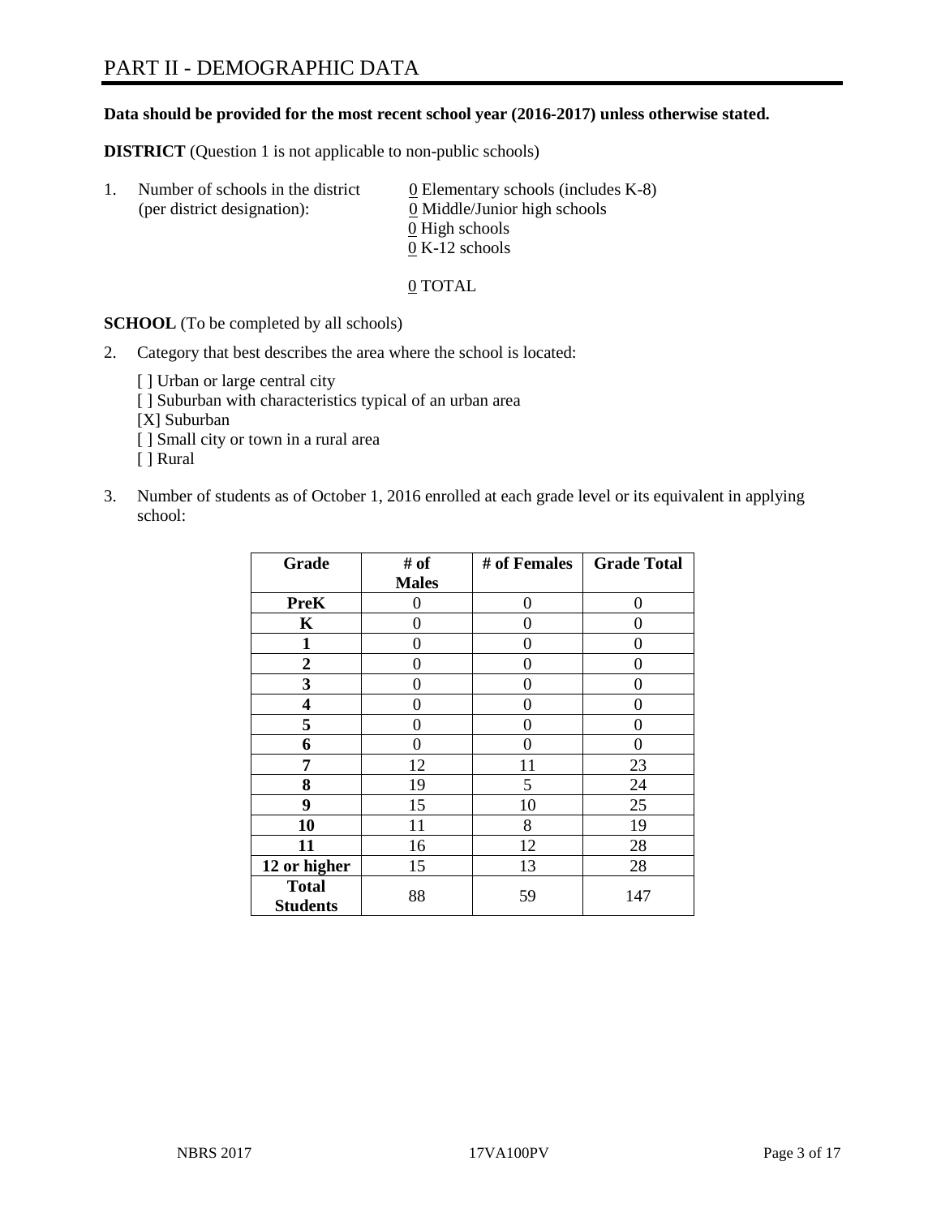# PART II - DEMOGRAPHIC DATA

**Data should be provided for the most recent school year (2016-2017) unless otherwise stated.**

**DISTRICT** (Question 1 is not applicable to non-public schools)

1. Number of schools in the district (per district designation):
   - 0 Elementary schools (includes K-8)
   - 0 Middle/Junior high schools
   - 0 High schools
   - 0 K-12 schools

   0 TOTAL

**SCHOOL** (To be completed by all schools)

2. Category that best describes the area where the school is located:

   [ ] Urban or large central city
   [ ] Suburban with characteristics typical of an urban area
   [X] Suburban
   [ ] Small city or town in a rural area
   [ ] Rural

3. Number of students as of October 1, 2016 enrolled at each grade level or its equivalent in applying school:

| Grade | # of Males | # of Females | Grade Total |
|---|---|---|---|
| **PreK** | 0 | 0 | 0 |
| **K** | 0 | 0 | 0 |
| **1** | 0 | 0 | 0 |
| **2** | 0 | 0 | 0 |
| **3** | 0 | 0 | 0 |
| **4** | 0 | 0 | 0 |
| **5** | 0 | 0 | 0 |
| **6** | 0 | 0 | 0 |
| **7** | 12 | 11 | 23 |
| **8** | 19 | 5 | 24 |
| **9** | 15 | 10 | 25 |
| **10** | 11 | 8 | 19 |
| **11** | 16 | 12 | 28 |
| **12 or higher** | 15 | 13 | 28 |
| **Total Students** | 88 | 59 | 147 |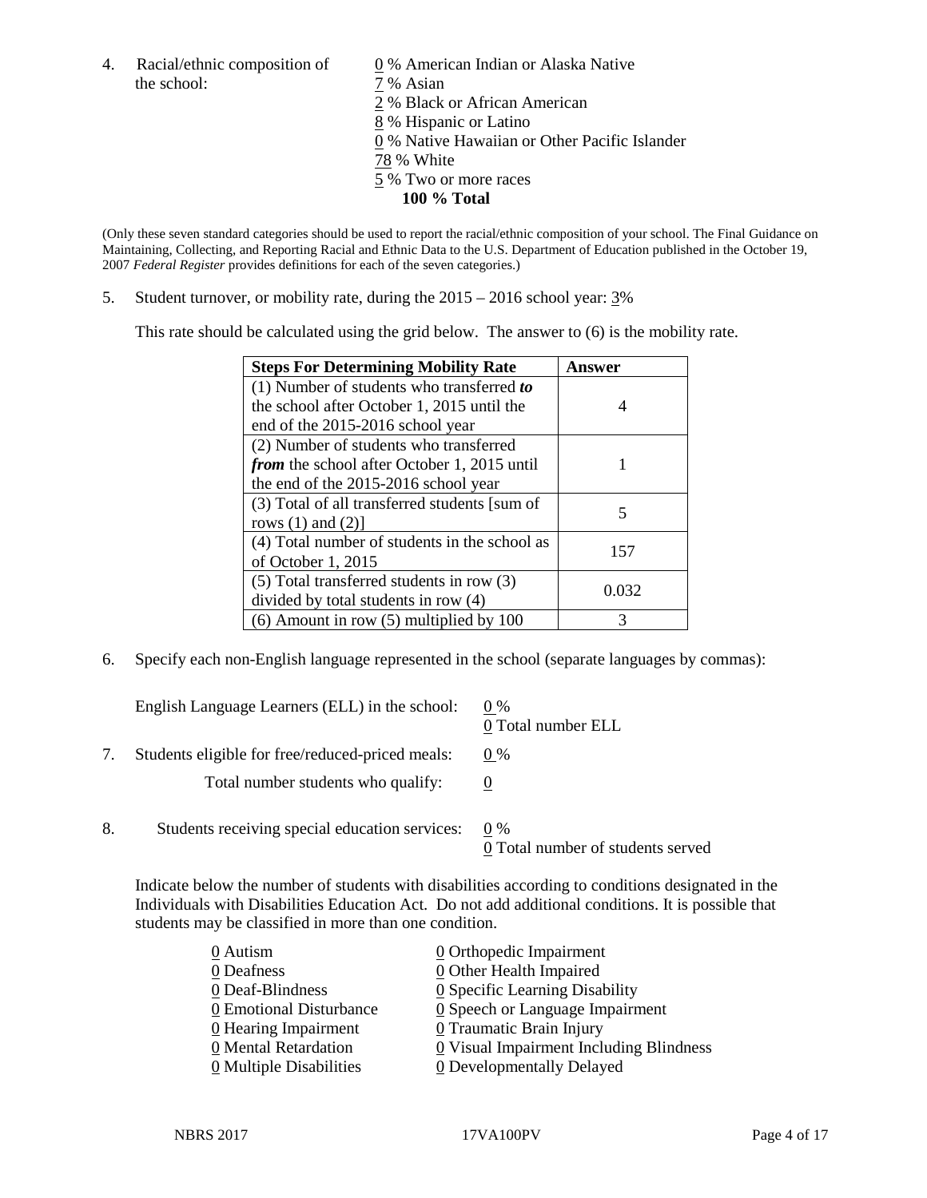4. Racial/ethnic composition of the school:

0 % American Indian or Alaska Native
7 % Asian
2 % Black or African American
8 % Hispanic or Latino
0 % Native Hawaiian or Other Pacific Islander
78 % White
5 % Two or more races
**100 % Total**

(Only these seven standard categories should be used to report the racial/ethnic composition of your school. The Final Guidance on Maintaining, Collecting, and Reporting Racial and Ethnic Data to the U.S. Department of Education published in the October 19, 2007 *Federal Register* provides definitions for each of the seven categories.)

5. Student turnover, or mobility rate, during the 2015 – 2016 school year: 3%

This rate should be calculated using the grid below. The answer to (6) is the mobility rate.

| **Steps For Determining Mobility Rate** | **Answer** |
|---|---|
| (1) Number of students who transferred ***to*** the school after October 1, 2015 until the end of the 2015-2016 school year | 4 |
| (2) Number of students who transferred ***from*** the school after October 1, 2015 until the end of the 2015-2016 school year | 1 |
| (3) Total of all transferred students [sum of rows (1) and (2)] | 5 |
| (4) Total number of students in the school as of October 1, 2015 | 157 |
| (5) Total transferred students in row (3) divided by total students in row (4) | 0.032 |
| (6) Amount in row (5) multiplied by 100 | 3 |

6. Specify each non-English language represented in the school (separate languages by commas):

English Language Learners (ELL) in the school: 0 %
0 Total number ELL

7. Students eligible for free/reduced-priced meals: 0 %

Total number students who qualify: 0

8. Students receiving special education services: 0 %
0 Total number of students served

Indicate below the number of students with disabilities according to conditions designated in the Individuals with Disabilities Education Act. Do not add additional conditions. It is possible that students may be classified in more than one condition.

0 Autism
0 Deafness
0 Deaf-Blindness
0 Emotional Disturbance
0 Hearing Impairment
0 Mental Retardation
0 Multiple Disabilities
0 Orthopedic Impairment
0 Other Health Impaired
0 Specific Learning Disability
0 Speech or Language Impairment
0 Traumatic Brain Injury
0 Visual Impairment Including Blindness
0 Developmentally Delayed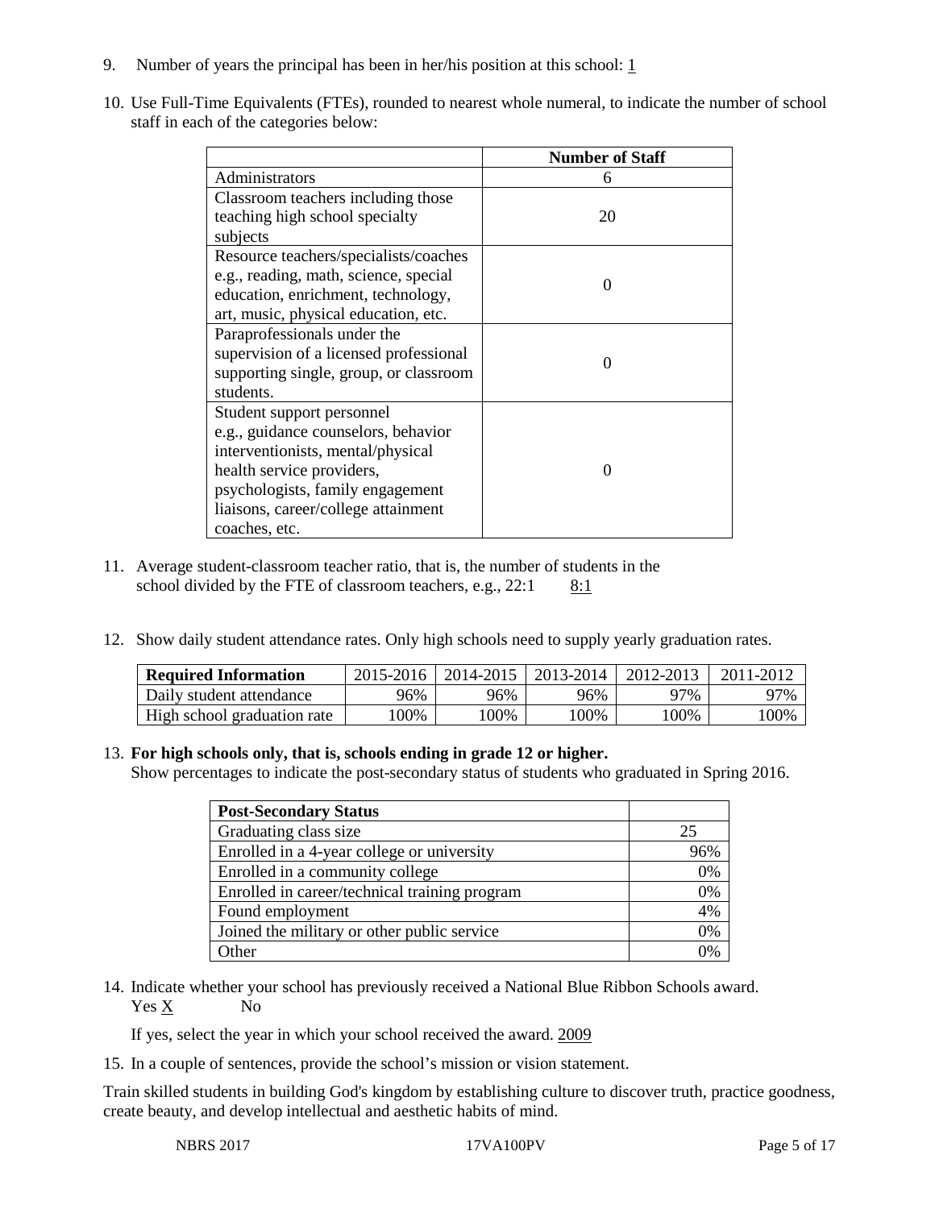9. Number of years the principal has been in her/his position at this school: 1

10. Use Full-Time Equivalents (FTEs), rounded to nearest whole numeral, to indicate the number of school staff in each of the categories below:

| | Number of Staff |
|---|---|
| Administrators | 6 |
| Classroom teachers including those teaching high school specialty subjects | 20 |
| Resource teachers/specialists/coaches e.g., reading, math, science, special education, enrichment, technology, art, music, physical education, etc. | 0 |
| Paraprofessionals under the supervision of a licensed professional supporting single, group, or classroom students. | 0 |
| Student support personnel e.g., guidance counselors, behavior interventionists, mental/physical health service providers, psychologists, family engagement liaisons, career/college attainment coaches, etc. | 0 |

11. Average student-classroom teacher ratio, that is, the number of students in the school divided by the FTE of classroom teachers, e.g., 22:1 8:1

12. Show daily student attendance rates. Only high schools need to supply yearly graduation rates.

| Required Information | 2015-2016 | 2014-2015 | 2013-2014 | 2012-2013 | 2011-2012 |
|---|---|---|---|---|---|
| Daily student attendance | 96% | 96% | 96% | 97% | 97% |
| High school graduation rate | 100% | 100% | 100% | 100% | 100% |

13. **For high schools only, that is, schools ending in grade 12 or higher.**
Show percentages to indicate the post-secondary status of students who graduated in Spring 2016.

| Post-Secondary Status | |
|---|---|
| Graduating class size | 25 |
| Enrolled in a 4-year college or university | 96% |
| Enrolled in a community college | 0% |
| Enrolled in career/technical training program | 0% |
| Found employment | 4% |
| Joined the military or other public service | 0% |
| Other | 0% |

14. Indicate whether your school has previously received a National Blue Ribbon Schools award.
Yes X No

If yes, select the year in which your school received the award. 2009

15. In a couple of sentences, provide the school's mission or vision statement.

Train skilled students in building God's kingdom by establishing culture to discover truth, practice goodness, create beauty, and develop intellectual and aesthetic habits of mind.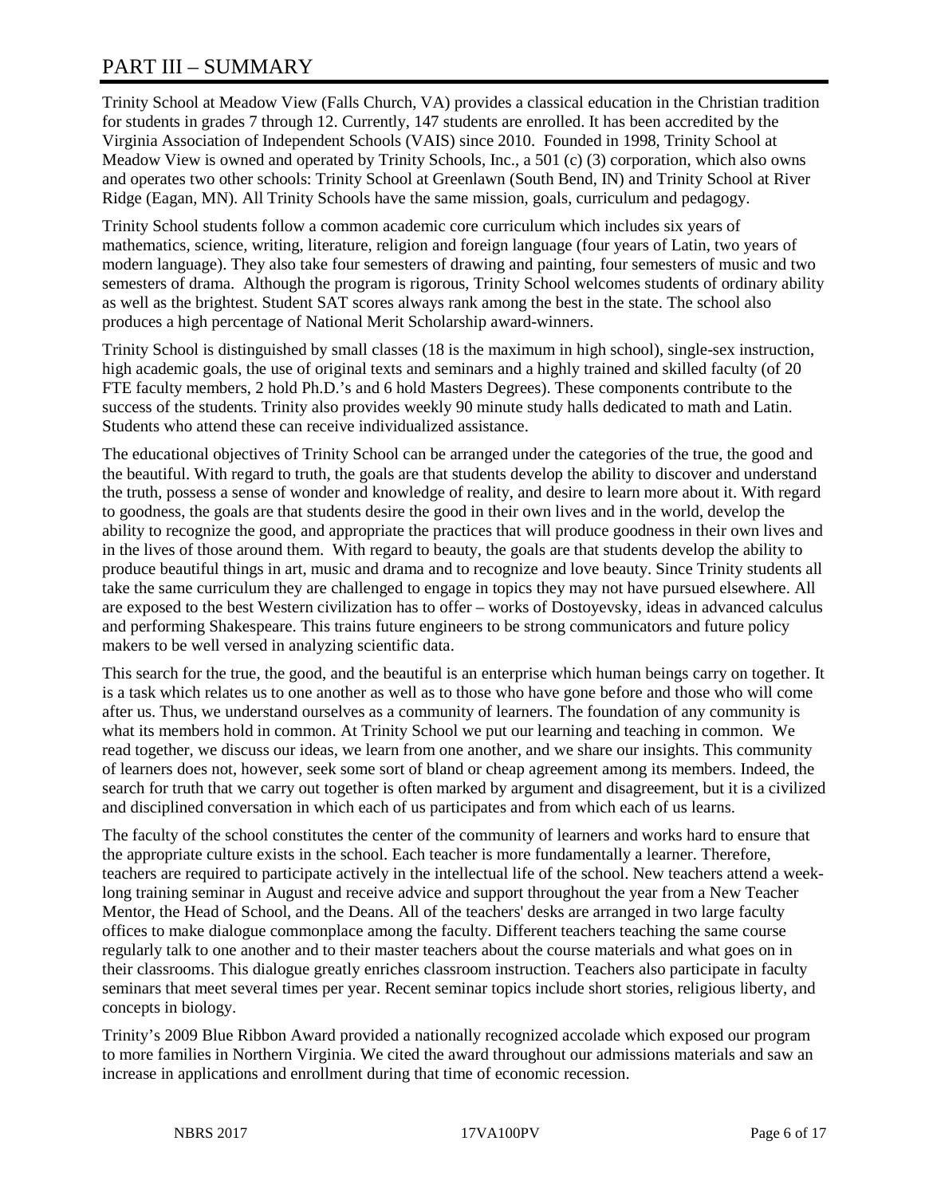# PART III – SUMMARY

Trinity School at Meadow View (Falls Church, VA) provides a classical education in the Christian tradition for students in grades 7 through 12. Currently, 147 students are enrolled. It has been accredited by the Virginia Association of Independent Schools (VAIS) since 2010. Founded in 1998, Trinity School at Meadow View is owned and operated by Trinity Schools, Inc., a 501 (c) (3) corporation, which also owns and operates two other schools: Trinity School at Greenlawn (South Bend, IN) and Trinity School at River Ridge (Eagan, MN). All Trinity Schools have the same mission, goals, curriculum and pedagogy.

Trinity School students follow a common academic core curriculum which includes six years of mathematics, science, writing, literature, religion and foreign language (four years of Latin, two years of modern language). They also take four semesters of drawing and painting, four semesters of music and two semesters of drama. Although the program is rigorous, Trinity School welcomes students of ordinary ability as well as the brightest. Student SAT scores always rank among the best in the state. The school also produces a high percentage of National Merit Scholarship award-winners.

Trinity School is distinguished by small classes (18 is the maximum in high school), single-sex instruction, high academic goals, the use of original texts and seminars and a highly trained and skilled faculty (of 20 FTE faculty members, 2 hold Ph.D.'s and 6 hold Masters Degrees). These components contribute to the success of the students. Trinity also provides weekly 90 minute study halls dedicated to math and Latin. Students who attend these can receive individualized assistance.

The educational objectives of Trinity School can be arranged under the categories of the true, the good and the beautiful. With regard to truth, the goals are that students develop the ability to discover and understand the truth, possess a sense of wonder and knowledge of reality, and desire to learn more about it. With regard to goodness, the goals are that students desire the good in their own lives and in the world, develop the ability to recognize the good, and appropriate the practices that will produce goodness in their own lives and in the lives of those around them. With regard to beauty, the goals are that students develop the ability to produce beautiful things in art, music and drama and to recognize and love beauty. Since Trinity students all take the same curriculum they are challenged to engage in topics they may not have pursued elsewhere. All are exposed to the best Western civilization has to offer – works of Dostoyevsky, ideas in advanced calculus and performing Shakespeare. This trains future engineers to be strong communicators and future policy makers to be well versed in analyzing scientific data.

This search for the true, the good, and the beautiful is an enterprise which human beings carry on together. It is a task which relates us to one another as well as to those who have gone before and those who will come after us. Thus, we understand ourselves as a community of learners. The foundation of any community is what its members hold in common. At Trinity School we put our learning and teaching in common. We read together, we discuss our ideas, we learn from one another, and we share our insights. This community of learners does not, however, seek some sort of bland or cheap agreement among its members. Indeed, the search for truth that we carry out together is often marked by argument and disagreement, but it is a civilized and disciplined conversation in which each of us participates and from which each of us learns.

The faculty of the school constitutes the center of the community of learners and works hard to ensure that the appropriate culture exists in the school. Each teacher is more fundamentally a learner. Therefore, teachers are required to participate actively in the intellectual life of the school. New teachers attend a week-long training seminar in August and receive advice and support throughout the year from a New Teacher Mentor, the Head of School, and the Deans. All of the teachers' desks are arranged in two large faculty offices to make dialogue commonplace among the faculty. Different teachers teaching the same course regularly talk to one another and to their master teachers about the course materials and what goes on in their classrooms. This dialogue greatly enriches classroom instruction. Teachers also participate in faculty seminars that meet several times per year. Recent seminar topics include short stories, religious liberty, and concepts in biology.

Trinity's 2009 Blue Ribbon Award provided a nationally recognized accolade which exposed our program to more families in Northern Virginia. We cited the award throughout our admissions materials and saw an increase in applications and enrollment during that time of economic recession.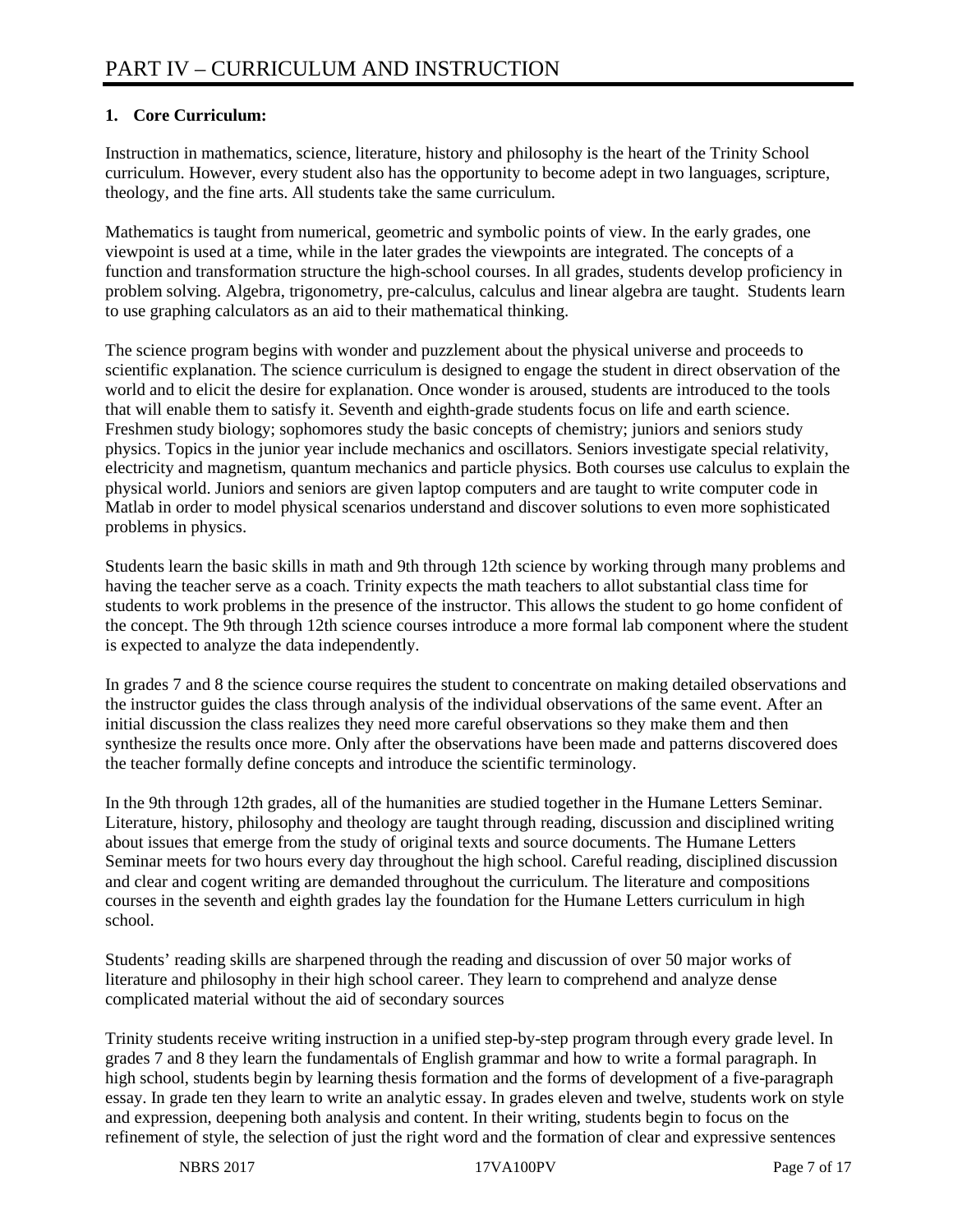# PART IV – CURRICULUM AND INSTRUCTION

**1. Core Curriculum:**

Instruction in mathematics, science, literature, history and philosophy is the heart of the Trinity School curriculum. However, every student also has the opportunity to become adept in two languages, scripture, theology, and the fine arts. All students take the same curriculum.

Mathematics is taught from numerical, geometric and symbolic points of view. In the early grades, one viewpoint is used at a time, while in the later grades the viewpoints are integrated. The concepts of a function and transformation structure the high-school courses. In all grades, students develop proficiency in problem solving. Algebra, trigonometry, pre-calculus, calculus and linear algebra are taught. Students learn to use graphing calculators as an aid to their mathematical thinking.

The science program begins with wonder and puzzlement about the physical universe and proceeds to scientific explanation. The science curriculum is designed to engage the student in direct observation of the world and to elicit the desire for explanation. Once wonder is aroused, students are introduced to the tools that will enable them to satisfy it. Seventh and eighth-grade students focus on life and earth science. Freshmen study biology; sophomores study the basic concepts of chemistry; juniors and seniors study physics. Topics in the junior year include mechanics and oscillators. Seniors investigate special relativity, electricity and magnetism, quantum mechanics and particle physics. Both courses use calculus to explain the physical world. Juniors and seniors are given laptop computers and are taught to write computer code in Matlab in order to model physical scenarios understand and discover solutions to even more sophisticated problems in physics.

Students learn the basic skills in math and 9th through 12th science by working through many problems and having the teacher serve as a coach. Trinity expects the math teachers to allot substantial class time for students to work problems in the presence of the instructor. This allows the student to go home confident of the concept. The 9th through 12th science courses introduce a more formal lab component where the student is expected to analyze the data independently.

In grades 7 and 8 the science course requires the student to concentrate on making detailed observations and the instructor guides the class through analysis of the individual observations of the same event. After an initial discussion the class realizes they need more careful observations so they make them and then synthesize the results once more. Only after the observations have been made and patterns discovered does the teacher formally define concepts and introduce the scientific terminology.

In the 9th through 12th grades, all of the humanities are studied together in the Humane Letters Seminar. Literature, history, philosophy and theology are taught through reading, discussion and disciplined writing about issues that emerge from the study of original texts and source documents. The Humane Letters Seminar meets for two hours every day throughout the high school. Careful reading, disciplined discussion and clear and cogent writing are demanded throughout the curriculum. The literature and compositions courses in the seventh and eighth grades lay the foundation for the Humane Letters curriculum in high school.

Students' reading skills are sharpened through the reading and discussion of over 50 major works of literature and philosophy in their high school career. They learn to comprehend and analyze dense complicated material without the aid of secondary sources

Trinity students receive writing instruction in a unified step-by-step program through every grade level. In grades 7 and 8 they learn the fundamentals of English grammar and how to write a formal paragraph. In high school, students begin by learning thesis formation and the forms of development of a five-paragraph essay. In grade ten they learn to write an analytic essay. In grades eleven and twelve, students work on style and expression, deepening both analysis and content. In their writing, students begin to focus on the refinement of style, the selection of just the right word and the formation of clear and expressive sentences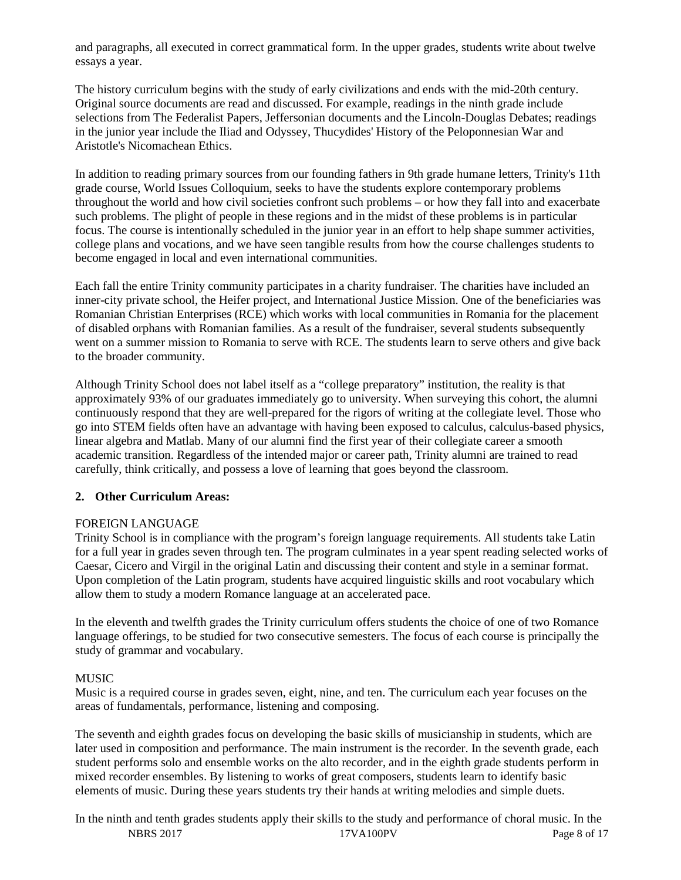and paragraphs, all executed in correct grammatical form. In the upper grades, students write about twelve essays a year.

The history curriculum begins with the study of early civilizations and ends with the mid-20th century. Original source documents are read and discussed. For example, readings in the ninth grade include selections from The Federalist Papers, Jeffersonian documents and the Lincoln-Douglas Debates; readings in the junior year include the Iliad and Odyssey, Thucydides' History of the Peloponnesian War and Aristotle's Nicomachean Ethics.

In addition to reading primary sources from our founding fathers in 9th grade humane letters, Trinity's 11th grade course, World Issues Colloquium, seeks to have the students explore contemporary problems throughout the world and how civil societies confront such problems – or how they fall into and exacerbate such problems. The plight of people in these regions and in the midst of these problems is in particular focus. The course is intentionally scheduled in the junior year in an effort to help shape summer activities, college plans and vocations, and we have seen tangible results from how the course challenges students to become engaged in local and even international communities.

Each fall the entire Trinity community participates in a charity fundraiser. The charities have included an inner-city private school, the Heifer project, and International Justice Mission. One of the beneficiaries was Romanian Christian Enterprises (RCE) which works with local communities in Romania for the placement of disabled orphans with Romanian families. As a result of the fundraiser, several students subsequently went on a summer mission to Romania to serve with RCE. The students learn to serve others and give back to the broader community.

Although Trinity School does not label itself as a "college preparatory" institution, the reality is that approximately 93% of our graduates immediately go to university. When surveying this cohort, the alumni continuously respond that they are well-prepared for the rigors of writing at the collegiate level. Those who go into STEM fields often have an advantage with having been exposed to calculus, calculus-based physics, linear algebra and Matlab. Many of our alumni find the first year of their collegiate career a smooth academic transition. Regardless of the intended major or career path, Trinity alumni are trained to read carefully, think critically, and possess a love of learning that goes beyond the classroom.

## 2. Other Curriculum Areas:

FOREIGN LANGUAGE

Trinity School is in compliance with the program's foreign language requirements. All students take Latin for a full year in grades seven through ten. The program culminates in a year spent reading selected works of Caesar, Cicero and Virgil in the original Latin and discussing their content and style in a seminar format. Upon completion of the Latin program, students have acquired linguistic skills and root vocabulary which allow them to study a modern Romance language at an accelerated pace.

In the eleventh and twelfth grades the Trinity curriculum offers students the choice of one of two Romance language offerings, to be studied for two consecutive semesters. The focus of each course is principally the study of grammar and vocabulary.

MUSIC

Music is a required course in grades seven, eight, nine, and ten. The curriculum each year focuses on the areas of fundamentals, performance, listening and composing.

The seventh and eighth grades focus on developing the basic skills of musicianship in students, which are later used in composition and performance. The main instrument is the recorder. In the seventh grade, each student performs solo and ensemble works on the alto recorder, and in the eighth grade students perform in mixed recorder ensembles. By listening to works of great composers, students learn to identify basic elements of music. During these years students try their hands at writing melodies and simple duets.

In the ninth and tenth grades students apply their skills to the study and performance of choral music. In the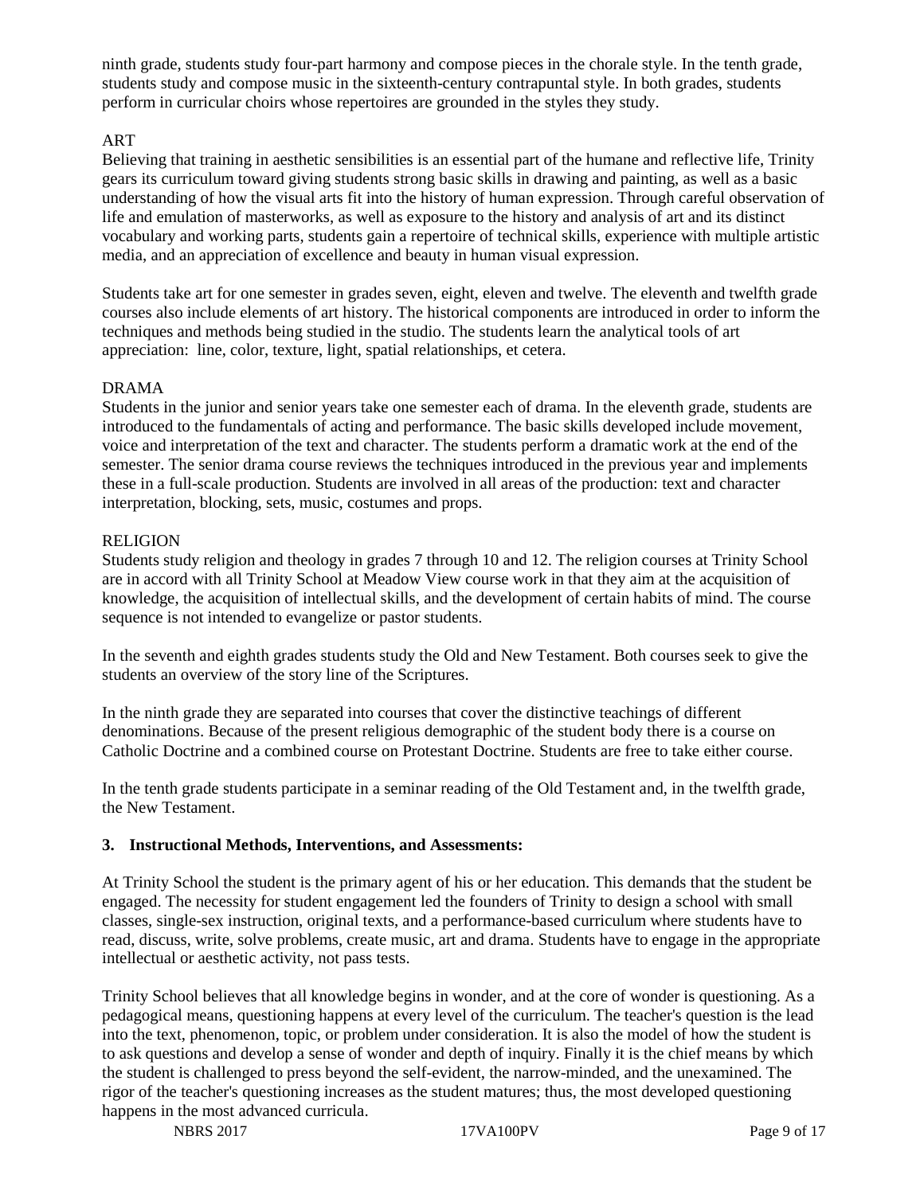ninth grade, students study four-part harmony and compose pieces in the chorale style. In the tenth grade, students study and compose music in the sixteenth-century contrapuntal style. In both grades, students perform in curricular choirs whose repertoires are grounded in the styles they study.

ART

Believing that training in aesthetic sensibilities is an essential part of the humane and reflective life, Trinity gears its curriculum toward giving students strong basic skills in drawing and painting, as well as a basic understanding of how the visual arts fit into the history of human expression. Through careful observation of life and emulation of masterworks, as well as exposure to the history and analysis of art and its distinct vocabulary and working parts, students gain a repertoire of technical skills, experience with multiple artistic media, and an appreciation of excellence and beauty in human visual expression.

Students take art for one semester in grades seven, eight, eleven and twelve. The eleventh and twelfth grade courses also include elements of art history. The historical components are introduced in order to inform the techniques and methods being studied in the studio. The students learn the analytical tools of art appreciation: line, color, texture, light, spatial relationships, et cetera.

DRAMA

Students in the junior and senior years take one semester each of drama. In the eleventh grade, students are introduced to the fundamentals of acting and performance. The basic skills developed include movement, voice and interpretation of the text and character. The students perform a dramatic work at the end of the semester. The senior drama course reviews the techniques introduced in the previous year and implements these in a full-scale production. Students are involved in all areas of the production: text and character interpretation, blocking, sets, music, costumes and props.

RELIGION

Students study religion and theology in grades 7 through 10 and 12. The religion courses at Trinity School are in accord with all Trinity School at Meadow View course work in that they aim at the acquisition of knowledge, the acquisition of intellectual skills, and the development of certain habits of mind. The course sequence is not intended to evangelize or pastor students.

In the seventh and eighth grades students study the Old and New Testament. Both courses seek to give the students an overview of the story line of the Scriptures.

In the ninth grade they are separated into courses that cover the distinctive teachings of different denominations. Because of the present religious demographic of the student body there is a course on Catholic Doctrine and a combined course on Protestant Doctrine. Students are free to take either course.

In the tenth grade students participate in a seminar reading of the Old Testament and, in the twelfth grade, the New Testament.

**3. Instructional Methods, Interventions, and Assessments:**

At Trinity School the student is the primary agent of his or her education. This demands that the student be engaged. The necessity for student engagement led the founders of Trinity to design a school with small classes, single-sex instruction, original texts, and a performance-based curriculum where students have to read, discuss, write, solve problems, create music, art and drama. Students have to engage in the appropriate intellectual or aesthetic activity, not pass tests.

Trinity School believes that all knowledge begins in wonder, and at the core of wonder is questioning. As a pedagogical means, questioning happens at every level of the curriculum. The teacher's question is the lead into the text, phenomenon, topic, or problem under consideration. It is also the model of how the student is to ask questions and develop a sense of wonder and depth of inquiry. Finally it is the chief means by which the student is challenged to press beyond the self-evident, the narrow-minded, and the unexamined. The rigor of the teacher's questioning increases as the student matures; thus, the most developed questioning happens in the most advanced curricula.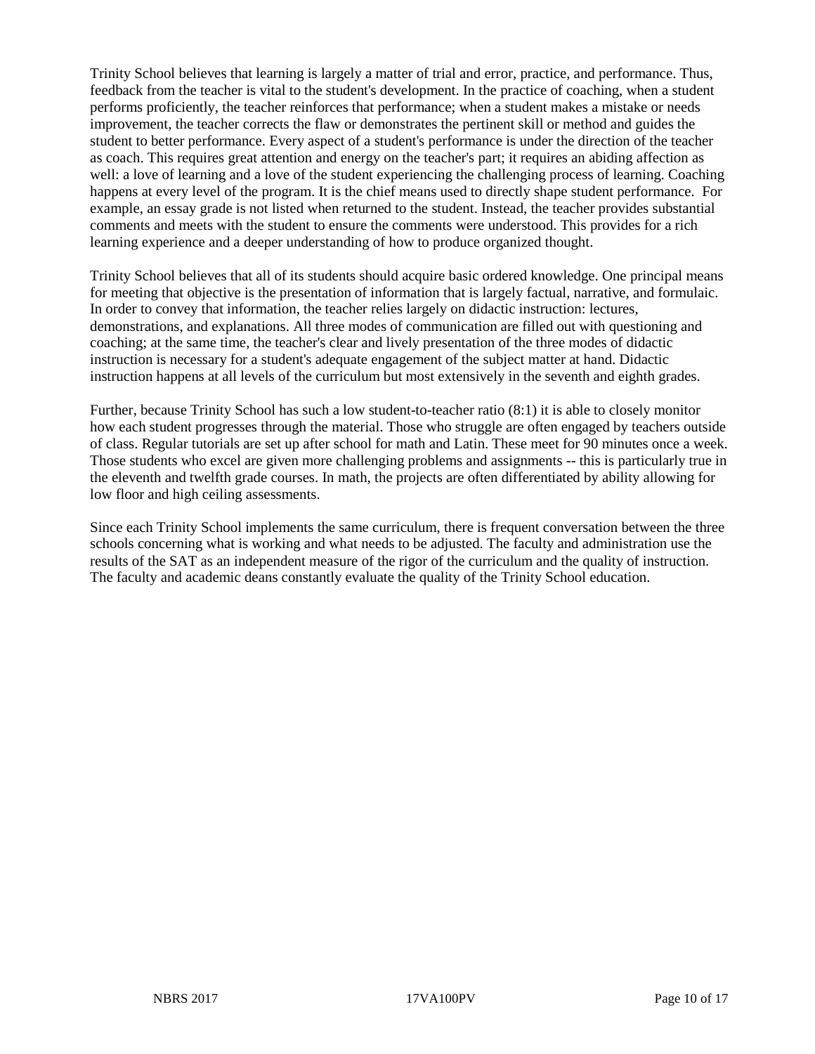Trinity School believes that learning is largely a matter of trial and error, practice, and performance. Thus, feedback from the teacher is vital to the student's development. In the practice of coaching, when a student performs proficiently, the teacher reinforces that performance; when a student makes a mistake or needs improvement, the teacher corrects the flaw or demonstrates the pertinent skill or method and guides the student to better performance. Every aspect of a student's performance is under the direction of the teacher as coach. This requires great attention and energy on the teacher's part; it requires an abiding affection as well: a love of learning and a love of the student experiencing the challenging process of learning. Coaching happens at every level of the program. It is the chief means used to directly shape student performance. For example, an essay grade is not listed when returned to the student. Instead, the teacher provides substantial comments and meets with the student to ensure the comments were understood. This provides for a rich learning experience and a deeper understanding of how to produce organized thought.

Trinity School believes that all of its students should acquire basic ordered knowledge. One principal means for meeting that objective is the presentation of information that is largely factual, narrative, and formulaic. In order to convey that information, the teacher relies largely on didactic instruction: lectures, demonstrations, and explanations. All three modes of communication are filled out with questioning and coaching; at the same time, the teacher's clear and lively presentation of the three modes of didactic instruction is necessary for a student's adequate engagement of the subject matter at hand. Didactic instruction happens at all levels of the curriculum but most extensively in the seventh and eighth grades.

Further, because Trinity School has such a low student-to-teacher ratio (8:1) it is able to closely monitor how each student progresses through the material. Those who struggle are often engaged by teachers outside of class. Regular tutorials are set up after school for math and Latin. These meet for 90 minutes once a week. Those students who excel are given more challenging problems and assignments -- this is particularly true in the eleventh and twelfth grade courses. In math, the projects are often differentiated by ability allowing for low floor and high ceiling assessments.

Since each Trinity School implements the same curriculum, there is frequent conversation between the three schools concerning what is working and what needs to be adjusted. The faculty and administration use the results of the SAT as an independent measure of the rigor of the curriculum and the quality of instruction. The faculty and academic deans constantly evaluate the quality of the Trinity School education.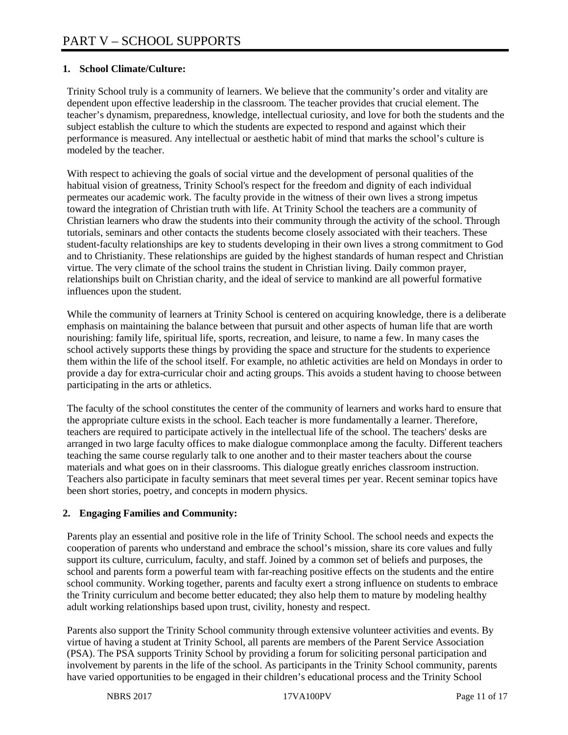# PART V – SCHOOL SUPPORTS

**1. School Climate/Culture:**

Trinity School truly is a community of learners. We believe that the community's order and vitality are dependent upon effective leadership in the classroom. The teacher provides that crucial element. The teacher's dynamism, preparedness, knowledge, intellectual curiosity, and love for both the students and the subject establish the culture to which the students are expected to respond and against which their performance is measured. Any intellectual or aesthetic habit of mind that marks the school's culture is modeled by the teacher.

With respect to achieving the goals of social virtue and the development of personal qualities of the habitual vision of greatness, Trinity School's respect for the freedom and dignity of each individual permeates our academic work. The faculty provide in the witness of their own lives a strong impetus toward the integration of Christian truth with life. At Trinity School the teachers are a community of Christian learners who draw the students into their community through the activity of the school. Through tutorials, seminars and other contacts the students become closely associated with their teachers. These student-faculty relationships are key to students developing in their own lives a strong commitment to God and to Christianity. These relationships are guided by the highest standards of human respect and Christian virtue. The very climate of the school trains the student in Christian living. Daily common prayer, relationships built on Christian charity, and the ideal of service to mankind are all powerful formative influences upon the student.

While the community of learners at Trinity School is centered on acquiring knowledge, there is a deliberate emphasis on maintaining the balance between that pursuit and other aspects of human life that are worth nourishing: family life, spiritual life, sports, recreation, and leisure, to name a few. In many cases the school actively supports these things by providing the space and structure for the students to experience them within the life of the school itself. For example, no athletic activities are held on Mondays in order to provide a day for extra-curricular choir and acting groups. This avoids a student having to choose between participating in the arts or athletics.

The faculty of the school constitutes the center of the community of learners and works hard to ensure that the appropriate culture exists in the school. Each teacher is more fundamentally a learner. Therefore, teachers are required to participate actively in the intellectual life of the school. The teachers' desks are arranged in two large faculty offices to make dialogue commonplace among the faculty. Different teachers teaching the same course regularly talk to one another and to their master teachers about the course materials and what goes on in their classrooms. This dialogue greatly enriches classroom instruction. Teachers also participate in faculty seminars that meet several times per year. Recent seminar topics have been short stories, poetry, and concepts in modern physics.

**2. Engaging Families and Community:**

Parents play an essential and positive role in the life of Trinity School. The school needs and expects the cooperation of parents who understand and embrace the school's mission, share its core values and fully support its culture, curriculum, faculty, and staff. Joined by a common set of beliefs and purposes, the school and parents form a powerful team with far-reaching positive effects on the students and the entire school community. Working together, parents and faculty exert a strong influence on students to embrace the Trinity curriculum and become better educated; they also help them to mature by modeling healthy adult working relationships based upon trust, civility, honesty and respect.

Parents also support the Trinity School community through extensive volunteer activities and events. By virtue of having a student at Trinity School, all parents are members of the Parent Service Association (PSA). The PSA supports Trinity School by providing a forum for soliciting personal participation and involvement by parents in the life of the school. As participants in the Trinity School community, parents have varied opportunities to be engaged in their children's educational process and the Trinity School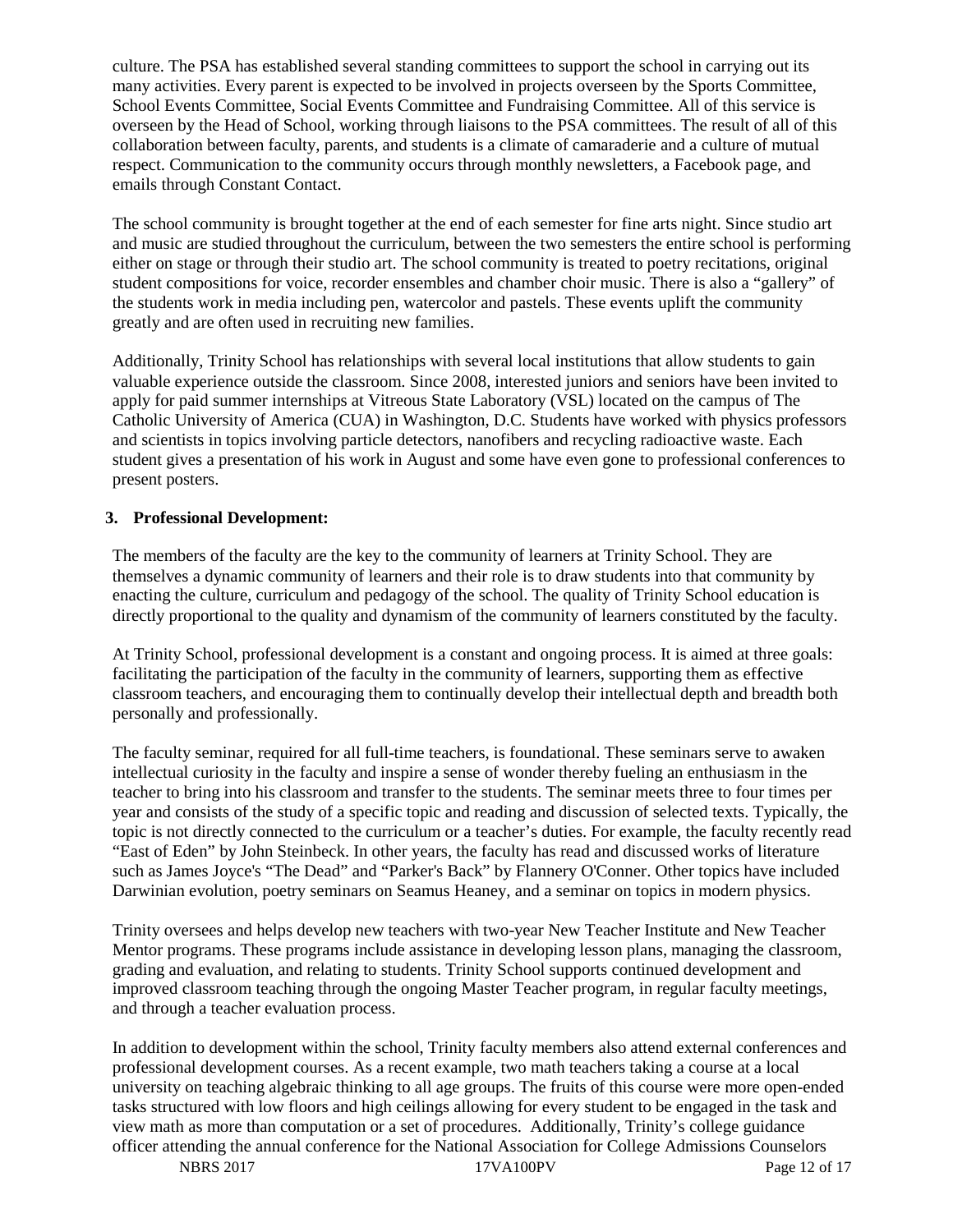culture. The PSA has established several standing committees to support the school in carrying out its many activities. Every parent is expected to be involved in projects overseen by the Sports Committee, School Events Committee, Social Events Committee and Fundraising Committee. All of this service is overseen by the Head of School, working through liaisons to the PSA committees. The result of all of this collaboration between faculty, parents, and students is a climate of camaraderie and a culture of mutual respect. Communication to the community occurs through monthly newsletters, a Facebook page, and emails through Constant Contact.

The school community is brought together at the end of each semester for fine arts night. Since studio art and music are studied throughout the curriculum, between the two semesters the entire school is performing either on stage or through their studio art. The school community is treated to poetry recitations, original student compositions for voice, recorder ensembles and chamber choir music. There is also a "gallery" of the students work in media including pen, watercolor and pastels. These events uplift the community greatly and are often used in recruiting new families.

Additionally, Trinity School has relationships with several local institutions that allow students to gain valuable experience outside the classroom. Since 2008, interested juniors and seniors have been invited to apply for paid summer internships at Vitreous State Laboratory (VSL) located on the campus of The Catholic University of America (CUA) in Washington, D.C. Students have worked with physics professors and scientists in topics involving particle detectors, nanofibers and recycling radioactive waste. Each student gives a presentation of his work in August and some have even gone to professional conferences to present posters.

### 3. Professional Development:

The members of the faculty are the key to the community of learners at Trinity School. They are themselves a dynamic community of learners and their role is to draw students into that community by enacting the culture, curriculum and pedagogy of the school. The quality of Trinity School education is directly proportional to the quality and dynamism of the community of learners constituted by the faculty.

At Trinity School, professional development is a constant and ongoing process. It is aimed at three goals: facilitating the participation of the faculty in the community of learners, supporting them as effective classroom teachers, and encouraging them to continually develop their intellectual depth and breadth both personally and professionally.

The faculty seminar, required for all full-time teachers, is foundational. These seminars serve to awaken intellectual curiosity in the faculty and inspire a sense of wonder thereby fueling an enthusiasm in the teacher to bring into his classroom and transfer to the students. The seminar meets three to four times per year and consists of the study of a specific topic and reading and discussion of selected texts. Typically, the topic is not directly connected to the curriculum or a teacher's duties. For example, the faculty recently read "East of Eden" by John Steinbeck. In other years, the faculty has read and discussed works of literature such as James Joyce's "The Dead" and "Parker's Back" by Flannery O'Conner. Other topics have included Darwinian evolution, poetry seminars on Seamus Heaney, and a seminar on topics in modern physics.

Trinity oversees and helps develop new teachers with two-year New Teacher Institute and New Teacher Mentor programs. These programs include assistance in developing lesson plans, managing the classroom, grading and evaluation, and relating to students. Trinity School supports continued development and improved classroom teaching through the ongoing Master Teacher program, in regular faculty meetings, and through a teacher evaluation process.

In addition to development within the school, Trinity faculty members also attend external conferences and professional development courses. As a recent example, two math teachers taking a course at a local university on teaching algebraic thinking to all age groups. The fruits of this course were more open-ended tasks structured with low floors and high ceilings allowing for every student to be engaged in the task and view math as more than computation or a set of procedures. Additionally, Trinity's college guidance officer attending the annual conference for the National Association for College Admissions Counselors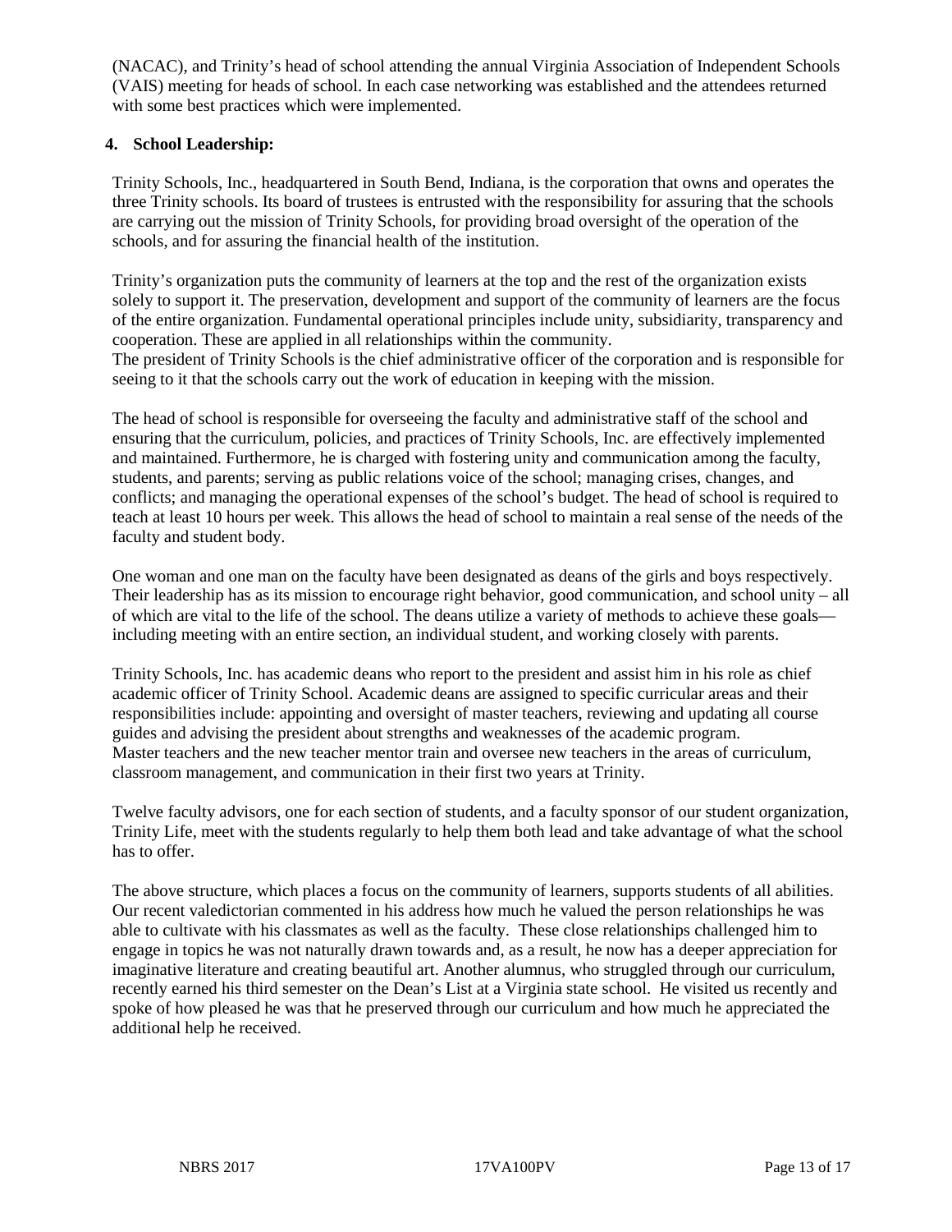(NACAC), and Trinity's head of school attending the annual Virginia Association of Independent Schools (VAIS) meeting for heads of school. In each case networking was established and the attendees returned with some best practices which were implemented.

**4. School Leadership:**

Trinity Schools, Inc., headquartered in South Bend, Indiana, is the corporation that owns and operates the three Trinity schools. Its board of trustees is entrusted with the responsibility for assuring that the schools are carrying out the mission of Trinity Schools, for providing broad oversight of the operation of the schools, and for assuring the financial health of the institution.

Trinity's organization puts the community of learners at the top and the rest of the organization exists solely to support it. The preservation, development and support of the community of learners are the focus of the entire organization. Fundamental operational principles include unity, subsidiarity, transparency and cooperation. These are applied in all relationships within the community.
The president of Trinity Schools is the chief administrative officer of the corporation and is responsible for seeing to it that the schools carry out the work of education in keeping with the mission.

The head of school is responsible for overseeing the faculty and administrative staff of the school and ensuring that the curriculum, policies, and practices of Trinity Schools, Inc. are effectively implemented and maintained. Furthermore, he is charged with fostering unity and communication among the faculty, students, and parents; serving as public relations voice of the school; managing crises, changes, and conflicts; and managing the operational expenses of the school's budget. The head of school is required to teach at least 10 hours per week. This allows the head of school to maintain a real sense of the needs of the faculty and student body.

One woman and one man on the faculty have been designated as deans of the girls and boys respectively. Their leadership has as its mission to encourage right behavior, good communication, and school unity – all of which are vital to the life of the school. The deans utilize a variety of methods to achieve these goals—including meeting with an entire section, an individual student, and working closely with parents.

Trinity Schools, Inc. has academic deans who report to the president and assist him in his role as chief academic officer of Trinity School. Academic deans are assigned to specific curricular areas and their responsibilities include: appointing and oversight of master teachers, reviewing and updating all course guides and advising the president about strengths and weaknesses of the academic program.
Master teachers and the new teacher mentor train and oversee new teachers in the areas of curriculum, classroom management, and communication in their first two years at Trinity.

Twelve faculty advisors, one for each section of students, and a faculty sponsor of our student organization, Trinity Life, meet with the students regularly to help them both lead and take advantage of what the school has to offer.

The above structure, which places a focus on the community of learners, supports students of all abilities. Our recent valedictorian commented in his address how much he valued the person relationships he was able to cultivate with his classmates as well as the faculty. These close relationships challenged him to engage in topics he was not naturally drawn towards and, as a result, he now has a deeper appreciation for imaginative literature and creating beautiful art. Another alumnus, who struggled through our curriculum, recently earned his third semester on the Dean's List at a Virginia state school. He visited us recently and spoke of how pleased he was that he preserved through our curriculum and how much he appreciated the additional help he received.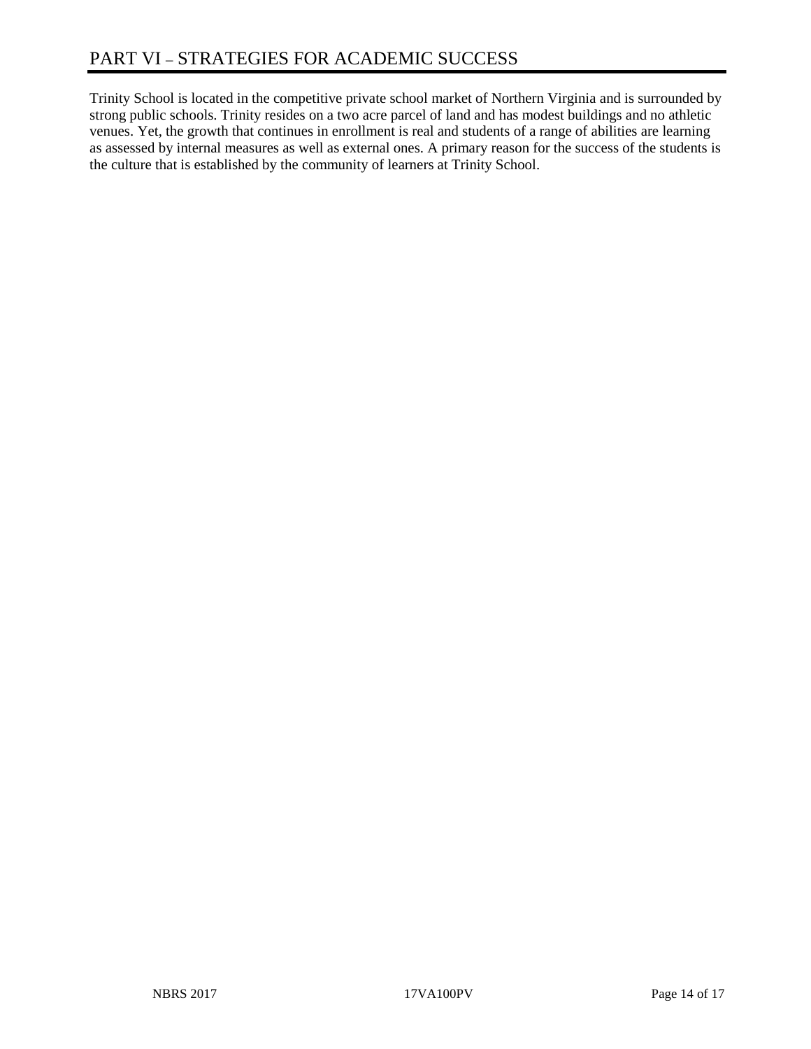# PART VI – STRATEGIES FOR ACADEMIC SUCCESS

Trinity School is located in the competitive private school market of Northern Virginia and is surrounded by strong public schools. Trinity resides on a two acre parcel of land and has modest buildings and no athletic venues. Yet, the growth that continues in enrollment is real and students of a range of abilities are learning as assessed by internal measures as well as external ones. A primary reason for the success of the students is the culture that is established by the community of learners at Trinity School.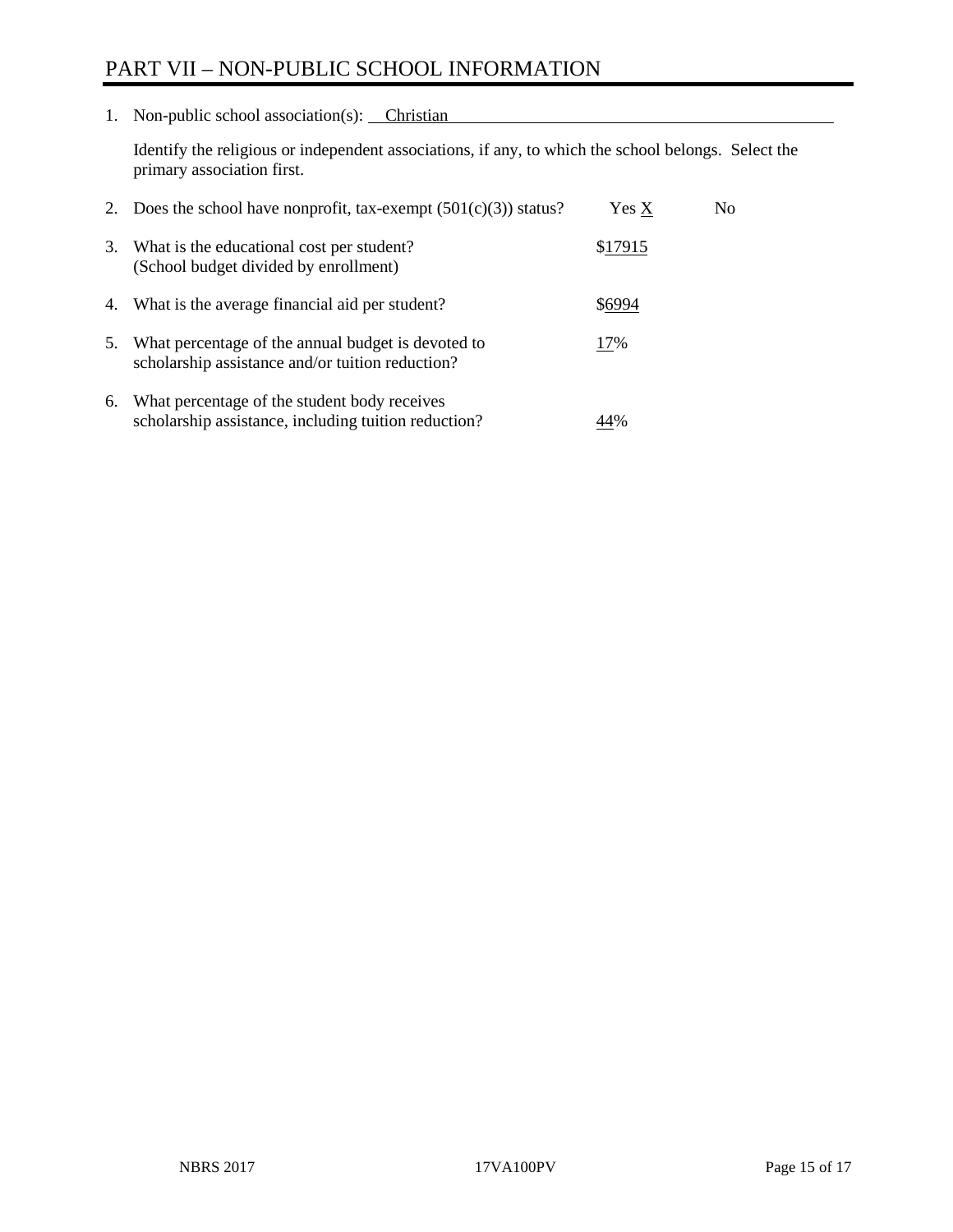# PART VII – NON-PUBLIC SCHOOL INFORMATION

1. Non-public school association(s): Christian

   Identify the religious or independent associations, if any, to which the school belongs. Select the primary association first.

2. Does the school have nonprofit, tax-exempt (501(c)(3)) status? Yes X No

3. What is the educational cost per student? (School budget divided by enrollment) $17915

4. What is the average financial aid per student? $6994

5. What percentage of the annual budget is devoted to scholarship assistance and/or tuition reduction? 17%

6. What percentage of the student body receives scholarship assistance, including tuition reduction? 44%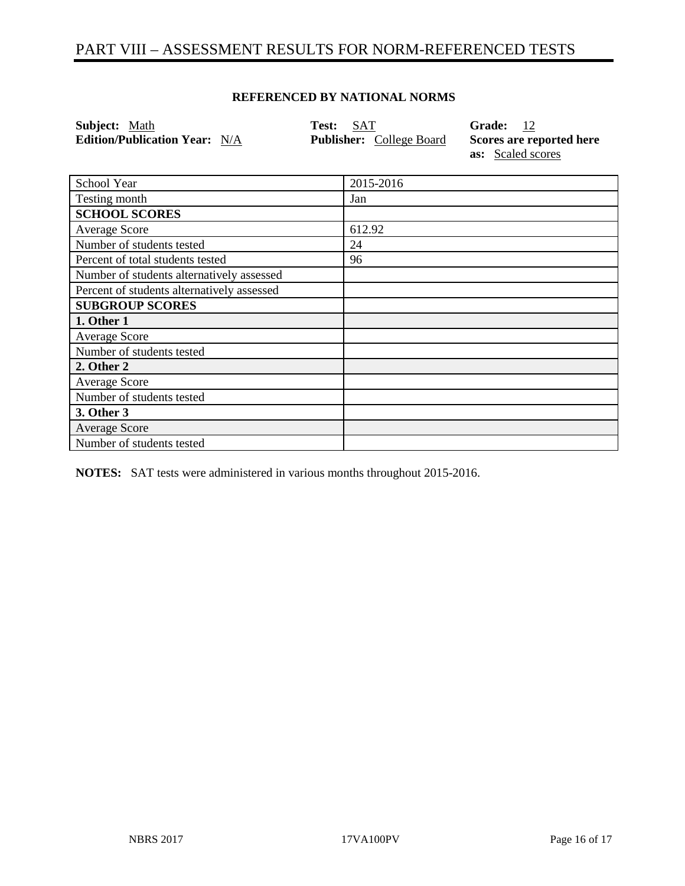# PART VIII – ASSESSMENT RESULTS FOR NORM-REFERENCED TESTS

**REFERENCED BY NATIONAL NORMS**

**Subject:** Math
**Edition/Publication Year:** N/A
**Test:** SAT
**Publisher:** College Board
**Grade:** 12
**Scores are reported here as:** Scaled scores

| | |
|---|---|
| School Year | 2015-2016 |
| Testing month | Jan |
| **SCHOOL SCORES** | |
| Average Score | 612.92 |
| Number of students tested | 24 |
| Percent of total students tested | 96 |
| Number of students alternatively assessed | |
| Percent of students alternatively assessed | |
| **SUBGROUP SCORES** | |
| **1. Other 1** | |
| Average Score | |
| Number of students tested | |
| **2. Other 2** | |
| Average Score | |
| Number of students tested | |
| **3. Other 3** | |
| Average Score | |
| Number of students tested | |

**NOTES:** SAT tests were administered in various months throughout 2015-2016.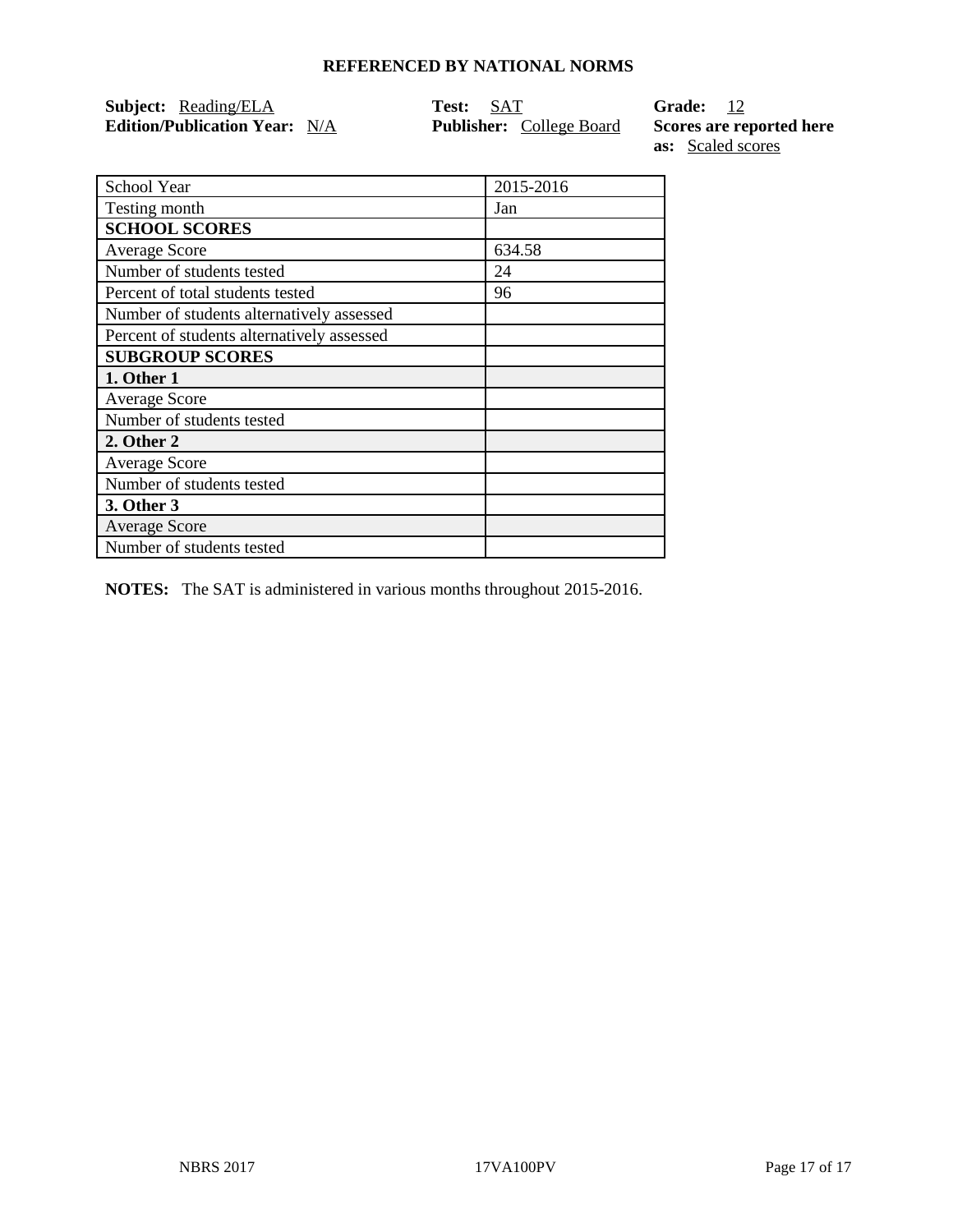**REFERENCED BY NATIONAL NORMS**

**Subject:** Reading/ELA
**Edition/Publication Year:** N/A

**Test:** SAT
**Publisher:** College Board

**Grade:** 12
**Scores are reported here as:** Scaled scores

| | |
|---|---|
| School Year | 2015-2016 |
| Testing month | Jan |
| **SCHOOL SCORES** | |
| Average Score | 634.58 |
| Number of students tested | 24 |
| Percent of total students tested | 96 |
| Number of students alternatively assessed | |
| Percent of students alternatively assessed | |
| **SUBGROUP SCORES** | |
| **1. Other 1** | |
| Average Score | |
| Number of students tested | |
| **2. Other 2** | |
| Average Score | |
| Number of students tested | |
| **3. Other 3** | |
| Average Score | |
| Number of students tested | |

**NOTES:** The SAT is administered in various months throughout 2015-2016.